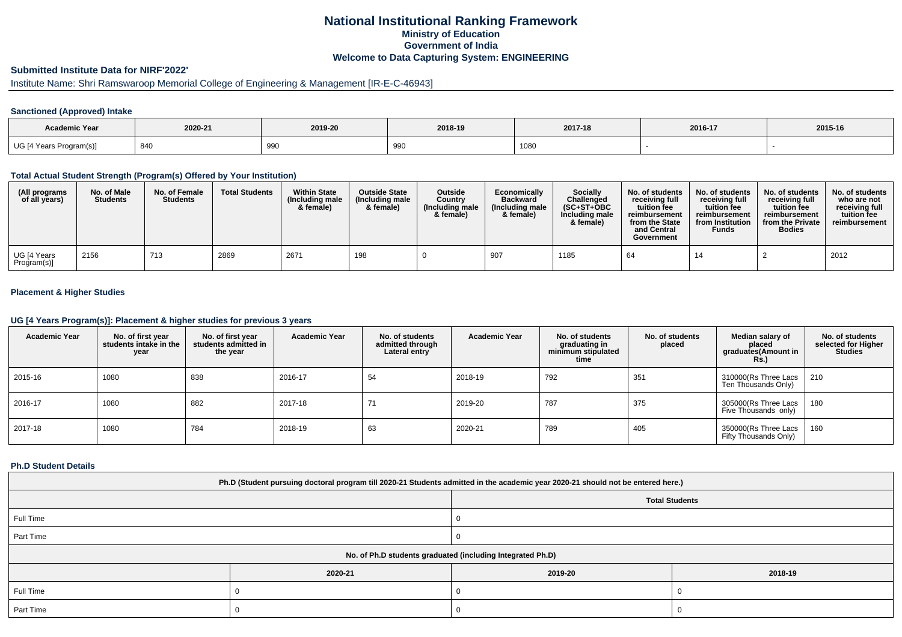# National Institutional Ranking Framework
## Ministry of Education
## Government of India
## Welcome to Data Capturing System: ENGINEERING

### Submitted Institute Data for NIRF'2022'

Institute Name: Shri Ramswaroop Memorial College of Engineering & Management [IR-E-C-46943]

#### Sanctioned (Approved) Intake

| Academic Year | 2020-21 | 2019-20 | 2018-19 | 2017-18 | 2016-17 | 2015-16 |
|---|---|---|---|---|---|---|
| UG [4 Years Program(s)] | 840 | 990 | 990 | 1080 | - | - |

#### Total Actual Student Strength (Program(s) Offered by Your Institution)

| (All programs of all years) | No. of Male Students | No. of Female Students | Total Students | Within State (Including male & female) | Outside State (Including male & female) | Outside Country (Including male & female) | Economically Backward (Including male & female) | Socially Challenged (SC+ST+OBC Including male & female) | No. of students receiving full tuition fee reimbursement from the State and Central Government | No. of students receiving full tuition fee reimbursement from Institution Funds | No. of students receiving full tuition fee reimbursement from the Private Bodies | No. of students who are not receiving full tuition fee reimbursement |
|---|---|---|---|---|---|---|---|---|---|---|---|---|
| UG [4 Years Program(s)] | 2156 | 713 | 2869 | 2671 | 198 | 0 | 907 | 1185 | 64 | 14 | 2 | 2012 |

#### Placement & Higher Studies

#### UG [4 Years Program(s)]: Placement & higher studies for previous 3 years

| Academic Year | No. of first year students intake in the year | No. of first year students admitted in the year | Academic Year | No. of students admitted through Lateral entry | Academic Year | No. of students graduating in minimum stipulated time | No. of students placed | Median salary of placed graduates(Amount in Rs.) | No. of students selected for Higher Studies |
|---|---|---|---|---|---|---|---|---|---|
| 2015-16 | 1080 | 838 | 2016-17 | 54 | 2018-19 | 792 | 351 | 310000(Rs Three Lacs Ten Thousands Only) | 210 |
| 2016-17 | 1080 | 882 | 2017-18 | 71 | 2019-20 | 787 | 375 | 305000(Rs Three Lacs Five Thousands only) | 180 |
| 2017-18 | 1080 | 784 | 2018-19 | 63 | 2020-21 | 789 | 405 | 350000(Rs Three Lacs Fifty Thousands Only) | 160 |

#### Ph.D Student Details

| Ph.D (Student pursuing doctoral program till 2020-21 Students admitted in the academic year 2020-21 should not be entered here.) | |
|---|---|
| | Total Students |
| Full Time | 0 |
| Part Time | 0 |

| No. of Ph.D students graduated (including Integrated Ph.D) | | | |
|---|---|---|---|
| | 2020-21 | 2019-20 | 2018-19 |
| Full Time | 0 | 0 | 0 |
| Part Time | 0 | 0 | 0 |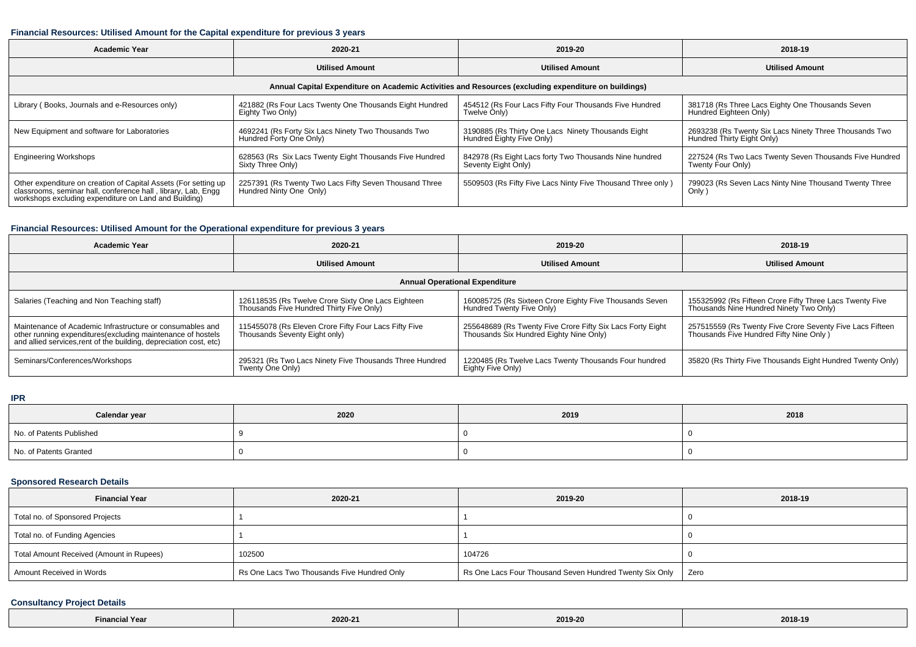### Financial Resources: Utilised Amount for the Capital expenditure for previous 3 years

| Academic Year | 2020-21 | 2019-20 | 2018-19 |
|---|---|---|---|
| | Utilised Amount | Utilised Amount | Utilised Amount |
| Annual Capital Expenditure on Academic Activities and Resources (excluding expenditure on buildings) | | | |
| Library ( Books, Journals and e-Resources only) | 421882 (Rs Four Lacs Twenty One Thousands Eight Hundred Eighty Two Only) | 454512 (Rs Four Lacs Fifty Four Thousands Five Hundred Twelve Only) | 381718 (Rs Three Lacs Eighty One Thousands Seven Hundred Eighteen Only) |
| New Equipment and software for Laboratories | 4692241 (Rs Forty Six Lacs Ninety Two Thousands Two Hundred Forty One Only) | 3190885 (Rs Thirty One Lacs Ninety Thousands Eight Hundred Eighty Five Only) | 2693238 (Rs Twenty Six Lacs Ninety Three Thousands Two Hundred Thirty Eight Only) |
| Engineering Workshops | 628563 (Rs Six Lacs Twenty Eight Thousands Five Hundred Sixty Three Only) | 842978 (Rs Eight Lacs forty Two Thousands Nine hundred Seventy Eight Only) | 227524 (Rs Two Lacs Twenty Seven Thousands Five Hundred Twenty Four Only) |
| Other expenditure on creation of Capital Assets (For setting up classrooms, seminar hall, conference hall , library, Lab, Engg workshops excluding expenditure on Land and Building) | 2257391 (Rs Twenty Two Lacs Fifty Seven Thousand Three Hundred Ninty One Only) | 5509503 (Rs Fifty Five Lacs Ninty Five Thousand Three only ) | 799023 (Rs Seven Lacs Ninty Nine Thousand Twenty Three Only ) |

### Financial Resources: Utilised Amount for the Operational expenditure for previous 3 years

| Academic Year | 2020-21 | 2019-20 | 2018-19 |
|---|---|---|---|
| | Utilised Amount | Utilised Amount | Utilised Amount |
| Annual Operational Expenditure | | | |
| Salaries (Teaching and Non Teaching staff) | 126118535 (Rs Twelve Crore Sixty One Lacs Eighteen Thousands Five Hundred Thirty Five Only) | 160085725 (Rs Sixteen Crore Eighty Five Thousands Seven Hundred Twenty Five Only) | 155325992 (Rs Fifteen Crore Fifty Three Lacs Twenty Five Thousands Nine Hundred Ninety Two Only) |
| Maintenance of Academic Infrastructure or consumables and other running expenditures(excluding maintenance of hostels and allied services,rent of the building, depreciation cost, etc) | 115455078 (Rs Eleven Crore Fifty Four Lacs Fifty Five Thousands Seventy Eight only) | 255648689 (Rs Twenty Five Crore Fifty Six Lacs Forty Eight Thousands Six Hundred Eighty Nine Only) | 257515559 (Rs Twenty Five Crore Seventy Five Lacs Fifteen Thousands Five Hundred Fifty Nine Only ) |
| Seminars/Conferences/Workshops | 295321 (Rs Two Lacs Ninety Five Thousands Three Hundred Twenty One Only) | 1220485 (Rs Twelve Lacs Twenty Thousands Four hundred Eighty Five Only) | 35820 (Rs Thirty Five Thousands Eight Hundred Twenty Only) |

### IPR

| Calendar year | 2020 | 2019 | 2018 |
|---|---|---|---|
| No. of Patents Published | 9 | 0 | 0 |
| No. of Patents Granted | 0 | 0 | 0 |

### Sponsored Research Details

| Financial Year | 2020-21 | 2019-20 | 2018-19 |
|---|---|---|---|
| Total no. of Sponsored Projects | 1 | 1 | 0 |
| Total no. of Funding Agencies | 1 | 1 | 0 |
| Total Amount Received (Amount in Rupees) | 102500 | 104726 | 0 |
| Amount Received in Words | Rs One Lacs Two Thousands Five Hundred Only | Rs One Lacs Four Thousand Seven Hundred Twenty Six Only | Zero |

### Consultancy Project Details

| Financial Year | 2020-21 | 2019-20 | 2018-19 |
|---|---|---|---|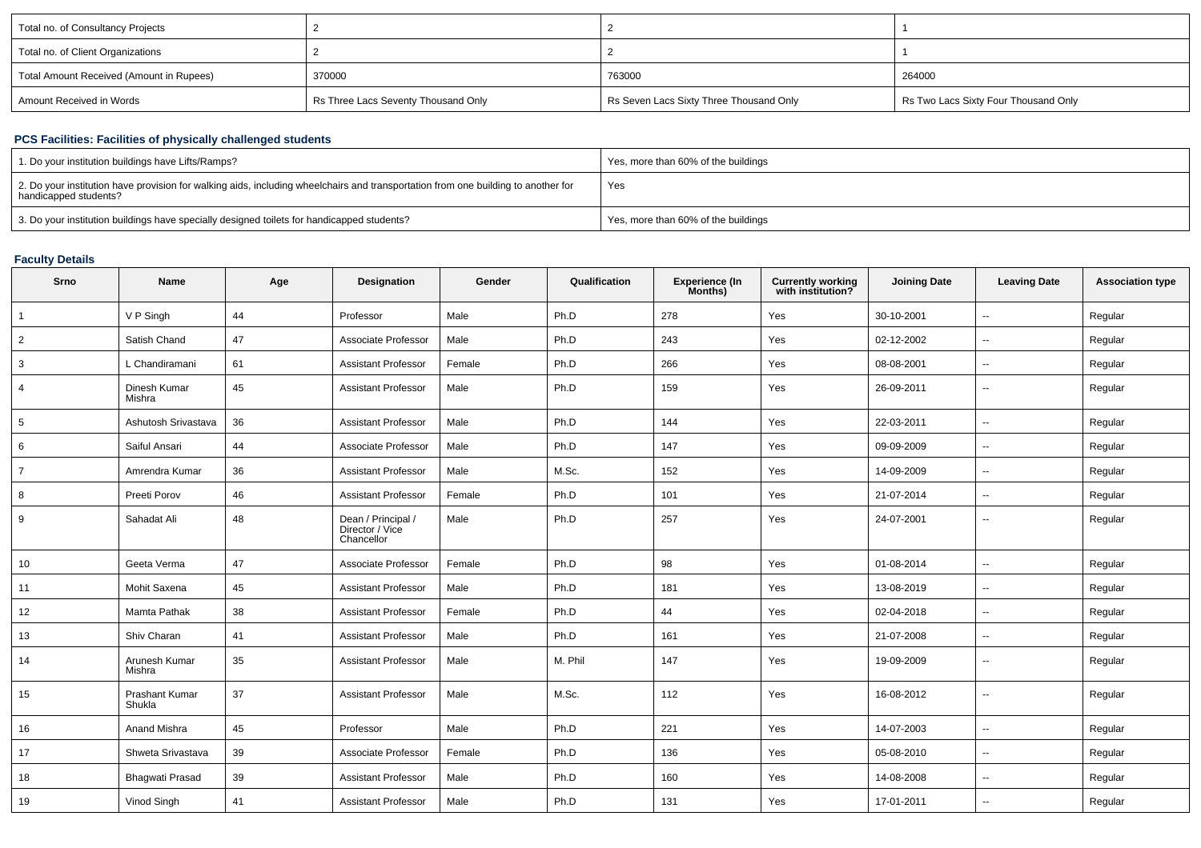| Total no. of Consultancy Projects | 2 | 2 | 1 |
|---|---|---|---|
| Total no. of Client Organizations | 2 | 2 | 1 |
| Total Amount Received (Amount in Rupees) | 370000 | 763000 | 264000 |
| Amount Received in Words | Rs Three Lacs Seventy Thousand Only | Rs Seven Lacs Sixty Three Thousand Only | Rs Two Lacs Sixty Four Thousand Only |

### PCS Facilities: Facilities of physically challenged students

| 1. Do your institution buildings have Lifts/Ramps? | Yes, more than 60% of the buildings |
|---|---|
| 2. Do your institution have provision for walking aids, including wheelchairs and transportation from one building to another for handicapped students? | Yes |
| 3. Do your institution buildings have specially designed toilets for handicapped students? | Yes, more than 60% of the buildings |

### Faculty Details

| Srno | Name | Age | Designation | Gender | Qualification | Experience (In Months) | Currently working with institution? | Joining Date | Leaving Date | Association type |
|---|---|---|---|---|---|---|---|---|---|---|
| 1 | V P Singh | 44 | Professor | Male | Ph.D | 278 | Yes | 30-10-2001 | -- | Regular |
| 2 | Satish Chand | 47 | Associate Professor | Male | Ph.D | 243 | Yes | 02-12-2002 | -- | Regular |
| 3 | L Chandiramani | 61 | Assistant Professor | Female | Ph.D | 266 | Yes | 08-08-2001 | -- | Regular |
| 4 | Dinesh Kumar Mishra | 45 | Assistant Professor | Male | Ph.D | 159 | Yes | 26-09-2011 | -- | Regular |
| 5 | Ashutosh Srivastava | 36 | Assistant Professor | Male | Ph.D | 144 | Yes | 22-03-2011 | -- | Regular |
| 6 | Saiful Ansari | 44 | Associate Professor | Male | Ph.D | 147 | Yes | 09-09-2009 | -- | Regular |
| 7 | Amrendra Kumar | 36 | Assistant Professor | Male | M.Sc. | 152 | Yes | 14-09-2009 | -- | Regular |
| 8 | Preeti Porov | 46 | Assistant Professor | Female | Ph.D | 101 | Yes | 21-07-2014 | -- | Regular |
| 9 | Sahadat Ali | 48 | Dean / Principal / Director / Vice Chancellor | Male | Ph.D | 257 | Yes | 24-07-2001 | -- | Regular |
| 10 | Geeta Verma | 47 | Associate Professor | Female | Ph.D | 98 | Yes | 01-08-2014 | -- | Regular |
| 11 | Mohit Saxena | 45 | Assistant Professor | Male | Ph.D | 181 | Yes | 13-08-2019 | -- | Regular |
| 12 | Mamta Pathak | 38 | Assistant Professor | Female | Ph.D | 44 | Yes | 02-04-2018 | -- | Regular |
| 13 | Shiv Charan | 41 | Assistant Professor | Male | Ph.D | 161 | Yes | 21-07-2008 | -- | Regular |
| 14 | Arunesh Kumar Mishra | 35 | Assistant Professor | Male | M. Phil | 147 | Yes | 19-09-2009 | -- | Regular |
| 15 | Prashant Kumar Shukla | 37 | Assistant Professor | Male | M.Sc. | 112 | Yes | 16-08-2012 | -- | Regular |
| 16 | Anand Mishra | 45 | Professor | Male | Ph.D | 221 | Yes | 14-07-2003 | -- | Regular |
| 17 | Shweta Srivastava | 39 | Associate Professor | Female | Ph.D | 136 | Yes | 05-08-2010 | -- | Regular |
| 18 | Bhagwati Prasad | 39 | Assistant Professor | Male | Ph.D | 160 | Yes | 14-08-2008 | -- | Regular |
| 19 | Vinod Singh | 41 | Assistant Professor | Male | Ph.D | 131 | Yes | 17-01-2011 | -- | Regular |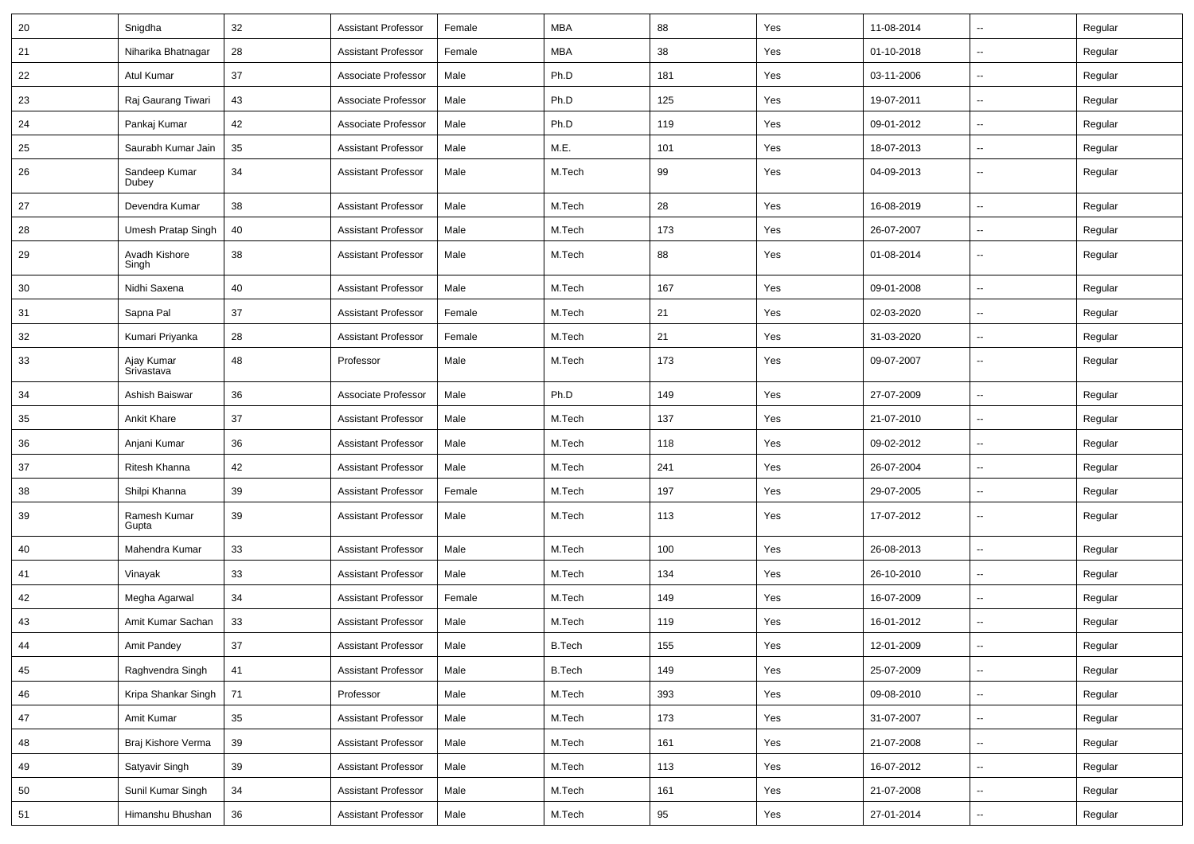| 20 | Snigdha | 32 | Assistant Professor | Female | MBA | 88 | Yes | 11-08-2014 | -- | Regular |
|---|---|---|---|---|---|---|---|---|---|---|
| 21 | Niharika Bhatnagar | 28 | Assistant Professor | Female | MBA | 38 | Yes | 01-10-2018 | -- | Regular |
| 22 | Atul Kumar | 37 | Associate Professor | Male | Ph.D | 181 | Yes | 03-11-2006 | -- | Regular |
| 23 | Raj Gaurang Tiwari | 43 | Associate Professor | Male | Ph.D | 125 | Yes | 19-07-2011 | -- | Regular |
| 24 | Pankaj Kumar | 42 | Associate Professor | Male | Ph.D | 119 | Yes | 09-01-2012 | -- | Regular |
| 25 | Saurabh Kumar Jain | 35 | Assistant Professor | Male | M.E. | 101 | Yes | 18-07-2013 | -- | Regular |
| 26 | Sandeep Kumar Dubey | 34 | Assistant Professor | Male | M.Tech | 99 | Yes | 04-09-2013 | -- | Regular |
| 27 | Devendra Kumar | 38 | Assistant Professor | Male | M.Tech | 28 | Yes | 16-08-2019 | -- | Regular |
| 28 | Umesh Pratap Singh | 40 | Assistant Professor | Male | M.Tech | 173 | Yes | 26-07-2007 | -- | Regular |
| 29 | Avadh Kishore Singh | 38 | Assistant Professor | Male | M.Tech | 88 | Yes | 01-08-2014 | -- | Regular |
| 30 | Nidhi Saxena | 40 | Assistant Professor | Male | M.Tech | 167 | Yes | 09-01-2008 | -- | Regular |
| 31 | Sapna Pal | 37 | Assistant Professor | Female | M.Tech | 21 | Yes | 02-03-2020 | -- | Regular |
| 32 | Kumari Priyanka | 28 | Assistant Professor | Female | M.Tech | 21 | Yes | 31-03-2020 | -- | Regular |
| 33 | Ajay Kumar Srivastava | 48 | Professor | Male | M.Tech | 173 | Yes | 09-07-2007 | -- | Regular |
| 34 | Ashish Baiswar | 36 | Associate Professor | Male | Ph.D | 149 | Yes | 27-07-2009 | -- | Regular |
| 35 | Ankit Khare | 37 | Assistant Professor | Male | M.Tech | 137 | Yes | 21-07-2010 | -- | Regular |
| 36 | Anjani Kumar | 36 | Assistant Professor | Male | M.Tech | 118 | Yes | 09-02-2012 | -- | Regular |
| 37 | Ritesh Khanna | 42 | Assistant Professor | Male | M.Tech | 241 | Yes | 26-07-2004 | -- | Regular |
| 38 | Shilpi Khanna | 39 | Assistant Professor | Female | M.Tech | 197 | Yes | 29-07-2005 | -- | Regular |
| 39 | Ramesh Kumar Gupta | 39 | Assistant Professor | Male | M.Tech | 113 | Yes | 17-07-2012 | -- | Regular |
| 40 | Mahendra Kumar | 33 | Assistant Professor | Male | M.Tech | 100 | Yes | 26-08-2013 | -- | Regular |
| 41 | Vinayak | 33 | Assistant Professor | Male | M.Tech | 134 | Yes | 26-10-2010 | -- | Regular |
| 42 | Megha Agarwal | 34 | Assistant Professor | Female | M.Tech | 149 | Yes | 16-07-2009 | -- | Regular |
| 43 | Amit Kumar Sachan | 33 | Assistant Professor | Male | M.Tech | 119 | Yes | 16-01-2012 | -- | Regular |
| 44 | Amit Pandey | 37 | Assistant Professor | Male | B.Tech | 155 | Yes | 12-01-2009 | -- | Regular |
| 45 | Raghvendra Singh | 41 | Assistant Professor | Male | B.Tech | 149 | Yes | 25-07-2009 | -- | Regular |
| 46 | Kripa Shankar Singh | 71 | Professor | Male | M.Tech | 393 | Yes | 09-08-2010 | -- | Regular |
| 47 | Amit Kumar | 35 | Assistant Professor | Male | M.Tech | 173 | Yes | 31-07-2007 | -- | Regular |
| 48 | Braj Kishore Verma | 39 | Assistant Professor | Male | M.Tech | 161 | Yes | 21-07-2008 | -- | Regular |
| 49 | Satyavir Singh | 39 | Assistant Professor | Male | M.Tech | 113 | Yes | 16-07-2012 | -- | Regular |
| 50 | Sunil Kumar Singh | 34 | Assistant Professor | Male | M.Tech | 161 | Yes | 21-07-2008 | -- | Regular |
| 51 | Himanshu Bhushan | 36 | Assistant Professor | Male | M.Tech | 95 | Yes | 27-01-2014 | -- | Regular |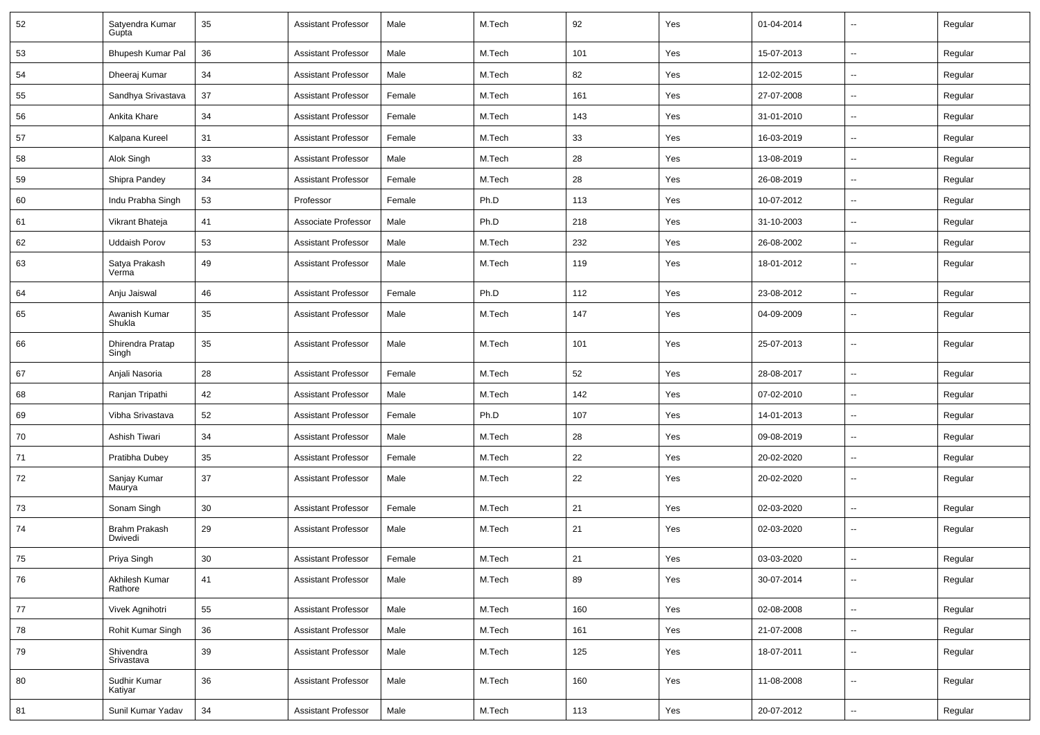| | | | | | | | | | | |
|---|---|---|---|---|---|---|---|---|---|---|
| 52 | Satyendra Kumar Gupta | 35 | Assistant Professor | Male | M.Tech | 92 | Yes | 01-04-2014 | -- | Regular |
| 53 | Bhupesh Kumar Pal | 36 | Assistant Professor | Male | M.Tech | 101 | Yes | 15-07-2013 | -- | Regular |
| 54 | Dheeraj Kumar | 34 | Assistant Professor | Male | M.Tech | 82 | Yes | 12-02-2015 | -- | Regular |
| 55 | Sandhya Srivastava | 37 | Assistant Professor | Female | M.Tech | 161 | Yes | 27-07-2008 | -- | Regular |
| 56 | Ankita Khare | 34 | Assistant Professor | Female | M.Tech | 143 | Yes | 31-01-2010 | -- | Regular |
| 57 | Kalpana Kureel | 31 | Assistant Professor | Female | M.Tech | 33 | Yes | 16-03-2019 | -- | Regular |
| 58 | Alok Singh | 33 | Assistant Professor | Male | M.Tech | 28 | Yes | 13-08-2019 | -- | Regular |
| 59 | Shipra Pandey | 34 | Assistant Professor | Female | M.Tech | 28 | Yes | 26-08-2019 | -- | Regular |
| 60 | Indu Prabha Singh | 53 | Professor | Female | Ph.D | 113 | Yes | 10-07-2012 | -- | Regular |
| 61 | Vikrant Bhateja | 41 | Associate Professor | Male | Ph.D | 218 | Yes | 31-10-2003 | -- | Regular |
| 62 | Uddaish Porov | 53 | Assistant Professor | Male | M.Tech | 232 | Yes | 26-08-2002 | -- | Regular |
| 63 | Satya Prakash Verma | 49 | Assistant Professor | Male | M.Tech | 119 | Yes | 18-01-2012 | -- | Regular |
| 64 | Anju Jaiswal | 46 | Assistant Professor | Female | Ph.D | 112 | Yes | 23-08-2012 | -- | Regular |
| 65 | Awanish Kumar Shukla | 35 | Assistant Professor | Male | M.Tech | 147 | Yes | 04-09-2009 | -- | Regular |
| 66 | Dhirendra Pratap Singh | 35 | Assistant Professor | Male | M.Tech | 101 | Yes | 25-07-2013 | -- | Regular |
| 67 | Anjali Nasoria | 28 | Assistant Professor | Female | M.Tech | 52 | Yes | 28-08-2017 | -- | Regular |
| 68 | Ranjan Tripathi | 42 | Assistant Professor | Male | M.Tech | 142 | Yes | 07-02-2010 | -- | Regular |
| 69 | Vibha Srivastava | 52 | Assistant Professor | Female | Ph.D | 107 | Yes | 14-01-2013 | -- | Regular |
| 70 | Ashish Tiwari | 34 | Assistant Professor | Male | M.Tech | 28 | Yes | 09-08-2019 | -- | Regular |
| 71 | Pratibha Dubey | 35 | Assistant Professor | Female | M.Tech | 22 | Yes | 20-02-2020 | -- | Regular |
| 72 | Sanjay Kumar Maurya | 37 | Assistant Professor | Male | M.Tech | 22 | Yes | 20-02-2020 | -- | Regular |
| 73 | Sonam Singh | 30 | Assistant Professor | Female | M.Tech | 21 | Yes | 02-03-2020 | -- | Regular |
| 74 | Brahm Prakash Dwivedi | 29 | Assistant Professor | Male | M.Tech | 21 | Yes | 02-03-2020 | -- | Regular |
| 75 | Priya Singh | 30 | Assistant Professor | Female | M.Tech | 21 | Yes | 03-03-2020 | -- | Regular |
| 76 | Akhilesh Kumar Rathore | 41 | Assistant Professor | Male | M.Tech | 89 | Yes | 30-07-2014 | -- | Regular |
| 77 | Vivek Agnihotri | 55 | Assistant Professor | Male | M.Tech | 160 | Yes | 02-08-2008 | -- | Regular |
| 78 | Rohit Kumar Singh | 36 | Assistant Professor | Male | M.Tech | 161 | Yes | 21-07-2008 | -- | Regular |
| 79 | Shivendra Srivastava | 39 | Assistant Professor | Male | M.Tech | 125 | Yes | 18-07-2011 | -- | Regular |
| 80 | Sudhir Kumar Katiyar | 36 | Assistant Professor | Male | M.Tech | 160 | Yes | 11-08-2008 | -- | Regular |
| 81 | Sunil Kumar Yadav | 34 | Assistant Professor | Male | M.Tech | 113 | Yes | 20-07-2012 | -- | Regular |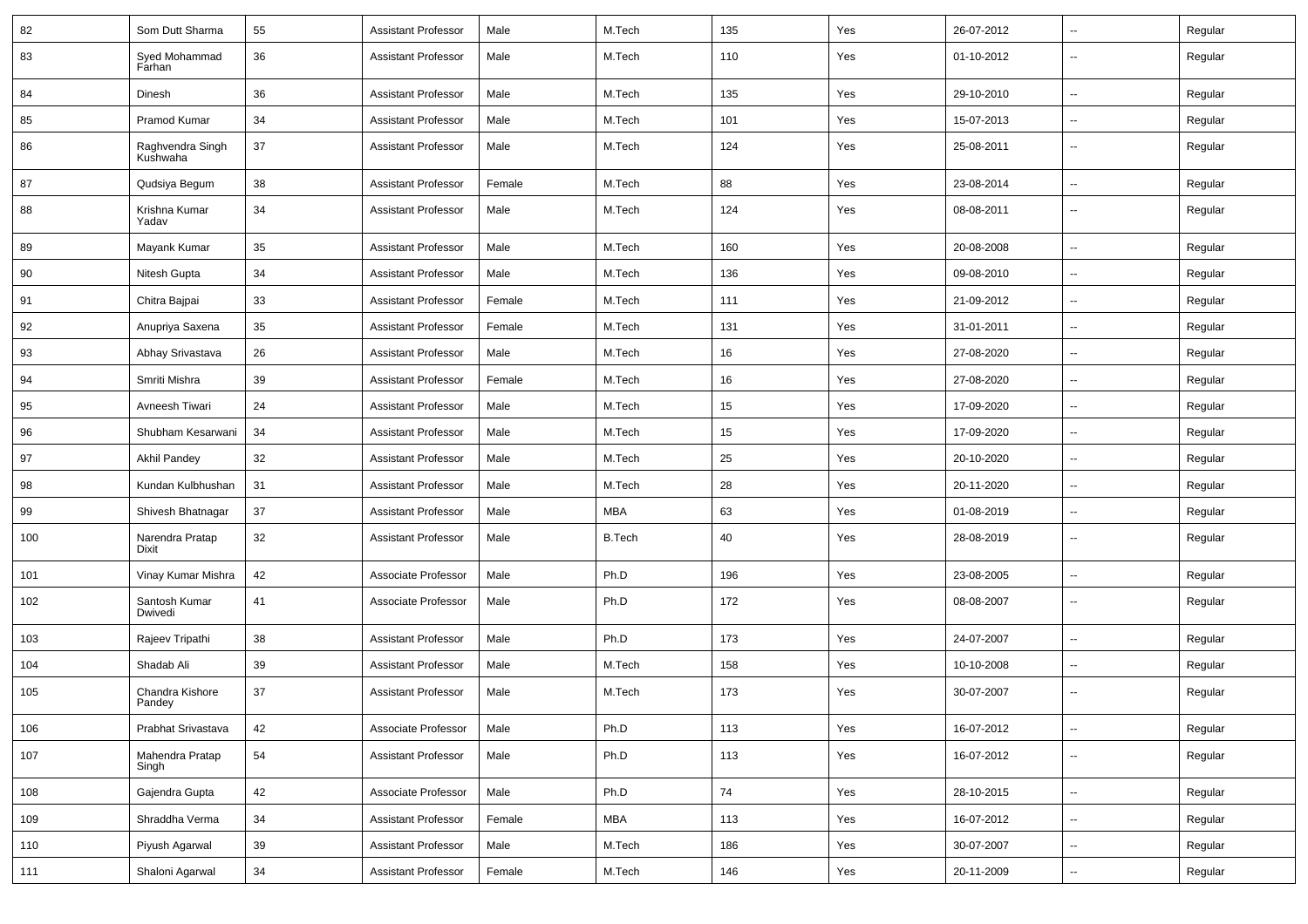| 82 | Som Dutt Sharma | 55 | Assistant Professor | Male | M.Tech | 135 | Yes | 26-07-2012 | -- | Regular |
|---|---|---|---|---|---|---|---|---|---|---|
| 83 | Syed Mohammad Farhan | 36 | Assistant Professor | Male | M.Tech | 110 | Yes | 01-10-2012 | -- | Regular |
| 84 | Dinesh | 36 | Assistant Professor | Male | M.Tech | 135 | Yes | 29-10-2010 | -- | Regular |
| 85 | Pramod Kumar | 34 | Assistant Professor | Male | M.Tech | 101 | Yes | 15-07-2013 | -- | Regular |
| 86 | Raghvendra Singh Kushwaha | 37 | Assistant Professor | Male | M.Tech | 124 | Yes | 25-08-2011 | -- | Regular |
| 87 | Qudsiya Begum | 38 | Assistant Professor | Female | M.Tech | 88 | Yes | 23-08-2014 | -- | Regular |
| 88 | Krishna Kumar Yadav | 34 | Assistant Professor | Male | M.Tech | 124 | Yes | 08-08-2011 | -- | Regular |
| 89 | Mayank Kumar | 35 | Assistant Professor | Male | M.Tech | 160 | Yes | 20-08-2008 | -- | Regular |
| 90 | Nitesh Gupta | 34 | Assistant Professor | Male | M.Tech | 136 | Yes | 09-08-2010 | -- | Regular |
| 91 | Chitra Bajpai | 33 | Assistant Professor | Female | M.Tech | 111 | Yes | 21-09-2012 | -- | Regular |
| 92 | Anupriya Saxena | 35 | Assistant Professor | Female | M.Tech | 131 | Yes | 31-01-2011 | -- | Regular |
| 93 | Abhay Srivastava | 26 | Assistant Professor | Male | M.Tech | 16 | Yes | 27-08-2020 | -- | Regular |
| 94 | Smriti Mishra | 39 | Assistant Professor | Female | M.Tech | 16 | Yes | 27-08-2020 | -- | Regular |
| 95 | Avneesh Tiwari | 24 | Assistant Professor | Male | M.Tech | 15 | Yes | 17-09-2020 | -- | Regular |
| 96 | Shubham Kesarwani | 34 | Assistant Professor | Male | M.Tech | 15 | Yes | 17-09-2020 | -- | Regular |
| 97 | Akhil Pandey | 32 | Assistant Professor | Male | M.Tech | 25 | Yes | 20-10-2020 | -- | Regular |
| 98 | Kundan Kulbhushan | 31 | Assistant Professor | Male | M.Tech | 28 | Yes | 20-11-2020 | -- | Regular |
| 99 | Shivesh Bhatnagar | 37 | Assistant Professor | Male | MBA | 63 | Yes | 01-08-2019 | -- | Regular |
| 100 | Narendra Pratap Dixit | 32 | Assistant Professor | Male | B.Tech | 40 | Yes | 28-08-2019 | -- | Regular |
| 101 | Vinay Kumar Mishra | 42 | Associate Professor | Male | Ph.D | 196 | Yes | 23-08-2005 | -- | Regular |
| 102 | Santosh Kumar Dwivedi | 41 | Associate Professor | Male | Ph.D | 172 | Yes | 08-08-2007 | -- | Regular |
| 103 | Rajeev Tripathi | 38 | Assistant Professor | Male | Ph.D | 173 | Yes | 24-07-2007 | -- | Regular |
| 104 | Shadab Ali | 39 | Assistant Professor | Male | M.Tech | 158 | Yes | 10-10-2008 | -- | Regular |
| 105 | Chandra Kishore Pandey | 37 | Assistant Professor | Male | M.Tech | 173 | Yes | 30-07-2007 | -- | Regular |
| 106 | Prabhat Srivastava | 42 | Associate Professor | Male | Ph.D | 113 | Yes | 16-07-2012 | -- | Regular |
| 107 | Mahendra Pratap Singh | 54 | Assistant Professor | Male | Ph.D | 113 | Yes | 16-07-2012 | -- | Regular |
| 108 | Gajendra Gupta | 42 | Associate Professor | Male | Ph.D | 74 | Yes | 28-10-2015 | -- | Regular |
| 109 | Shraddha Verma | 34 | Assistant Professor | Female | MBA | 113 | Yes | 16-07-2012 | -- | Regular |
| 110 | Piyush Agarwal | 39 | Assistant Professor | Male | M.Tech | 186 | Yes | 30-07-2007 | -- | Regular |
| 111 | Shaloni Agarwal | 34 | Assistant Professor | Female | M.Tech | 146 | Yes | 20-11-2009 | -- | Regular |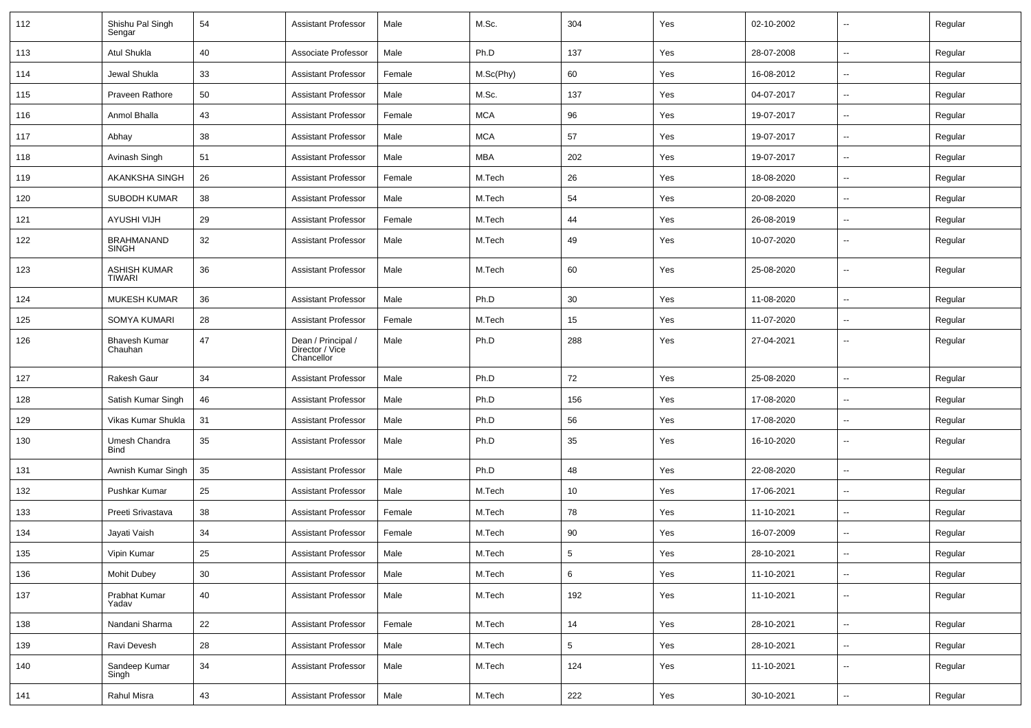| 112 | Shishu Pal Singh Sengar | 54 | Assistant Professor | Male | M.Sc. | 304 | Yes | 02-10-2002 | -- | Regular |
|---|---|---|---|---|---|---|---|---|---|---|
| 113 | Atul Shukla | 40 | Associate Professor | Male | Ph.D | 137 | Yes | 28-07-2008 | -- | Regular |
| 114 | Jewal Shukla | 33 | Assistant Professor | Female | M.Sc(Phy) | 60 | Yes | 16-08-2012 | -- | Regular |
| 115 | Praveen Rathore | 50 | Assistant Professor | Male | M.Sc. | 137 | Yes | 04-07-2017 | -- | Regular |
| 116 | Anmol Bhalla | 43 | Assistant Professor | Female | MCA | 96 | Yes | 19-07-2017 | -- | Regular |
| 117 | Abhay | 38 | Assistant Professor | Male | MCA | 57 | Yes | 19-07-2017 | -- | Regular |
| 118 | Avinash Singh | 51 | Assistant Professor | Male | MBA | 202 | Yes | 19-07-2017 | -- | Regular |
| 119 | AKANKSHA SINGH | 26 | Assistant Professor | Female | M.Tech | 26 | Yes | 18-08-2020 | -- | Regular |
| 120 | SUBODH KUMAR | 38 | Assistant Professor | Male | M.Tech | 54 | Yes | 20-08-2020 | -- | Regular |
| 121 | AYUSHI VIJH | 29 | Assistant Professor | Female | M.Tech | 44 | Yes | 26-08-2019 | -- | Regular |
| 122 | BRAHMANAND SINGH | 32 | Assistant Professor | Male | M.Tech | 49 | Yes | 10-07-2020 | -- | Regular |
| 123 | ASHISH KUMAR TIWARI | 36 | Assistant Professor | Male | M.Tech | 60 | Yes | 25-08-2020 | -- | Regular |
| 124 | MUKESH KUMAR | 36 | Assistant Professor | Male | Ph.D | 30 | Yes | 11-08-2020 | -- | Regular |
| 125 | SOMYA KUMARI | 28 | Assistant Professor | Female | M.Tech | 15 | Yes | 11-07-2020 | -- | Regular |
| 126 | Bhavesh Kumar Chauhan | 47 | Dean / Principal / Director / Vice Chancellor | Male | Ph.D | 288 | Yes | 27-04-2021 | -- | Regular |
| 127 | Rakesh Gaur | 34 | Assistant Professor | Male | Ph.D | 72 | Yes | 25-08-2020 | -- | Regular |
| 128 | Satish Kumar Singh | 46 | Assistant Professor | Male | Ph.D | 156 | Yes | 17-08-2020 | -- | Regular |
| 129 | Vikas Kumar Shukla | 31 | Assistant Professor | Male | Ph.D | 56 | Yes | 17-08-2020 | -- | Regular |
| 130 | Umesh Chandra Bind | 35 | Assistant Professor | Male | Ph.D | 35 | Yes | 16-10-2020 | -- | Regular |
| 131 | Awnish Kumar Singh | 35 | Assistant Professor | Male | Ph.D | 48 | Yes | 22-08-2020 | -- | Regular |
| 132 | Pushkar Kumar | 25 | Assistant Professor | Male | M.Tech | 10 | Yes | 17-06-2021 | -- | Regular |
| 133 | Preeti Srivastava | 38 | Assistant Professor | Female | M.Tech | 78 | Yes | 11-10-2021 | -- | Regular |
| 134 | Jayati Vaish | 34 | Assistant Professor | Female | M.Tech | 90 | Yes | 16-07-2009 | -- | Regular |
| 135 | Vipin Kumar | 25 | Assistant Professor | Male | M.Tech | 5 | Yes | 28-10-2021 | -- | Regular |
| 136 | Mohit Dubey | 30 | Assistant Professor | Male | M.Tech | 6 | Yes | 11-10-2021 | -- | Regular |
| 137 | Prabhat Kumar Yadav | 40 | Assistant Professor | Male | M.Tech | 192 | Yes | 11-10-2021 | -- | Regular |
| 138 | Nandani Sharma | 22 | Assistant Professor | Female | M.Tech | 14 | Yes | 28-10-2021 | -- | Regular |
| 139 | Ravi Devesh | 28 | Assistant Professor | Male | M.Tech | 5 | Yes | 28-10-2021 | -- | Regular |
| 140 | Sandeep Kumar Singh | 34 | Assistant Professor | Male | M.Tech | 124 | Yes | 11-10-2021 | -- | Regular |
| 141 | Rahul Misra | 43 | Assistant Professor | Male | M.Tech | 222 | Yes | 30-10-2021 | -- | Regular |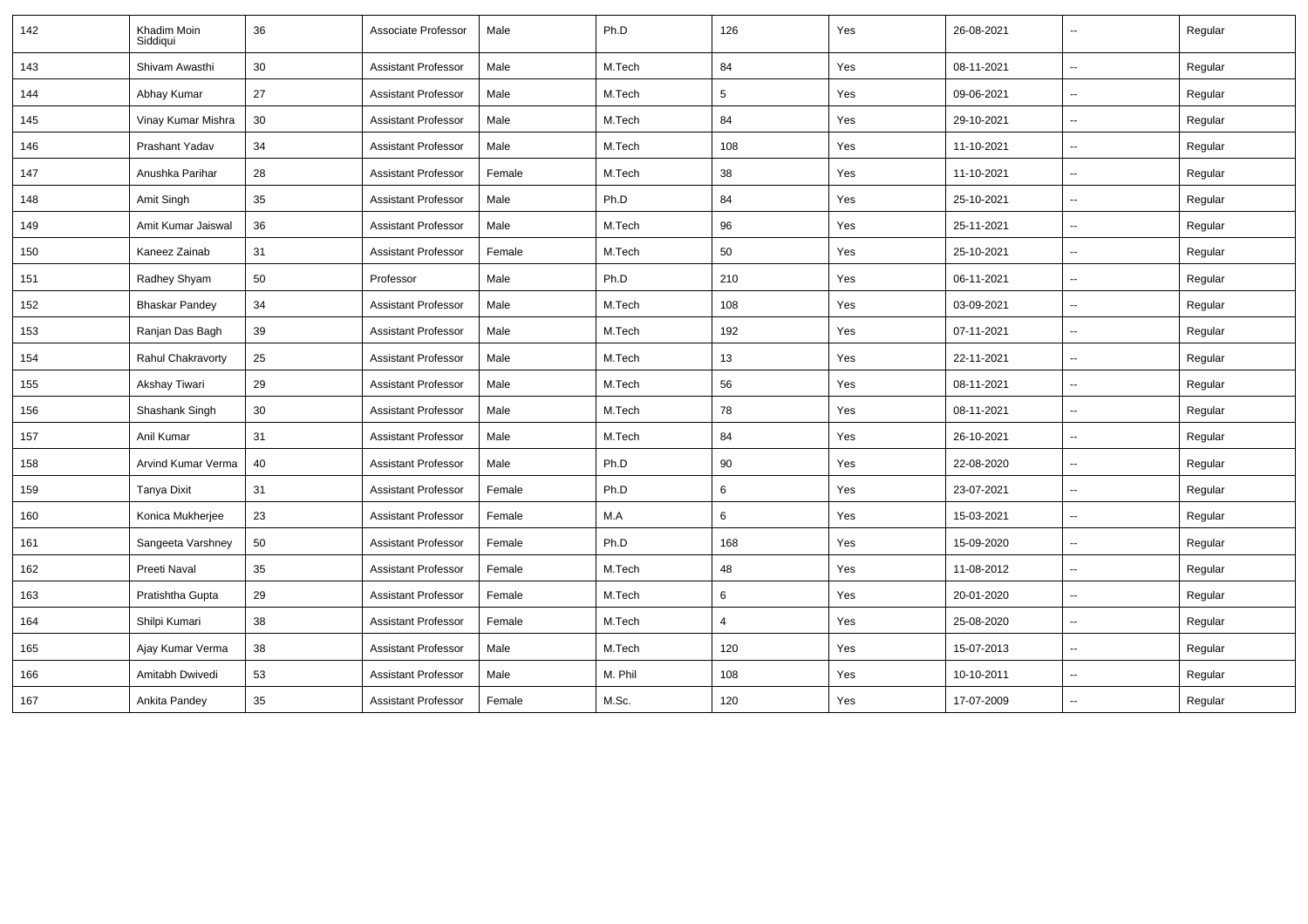| | | | | | | | | | | |
|---|---|---|---|---|---|---|---|---|---|---|
| 142 | Khadim Moin Siddiqui | 36 | Associate Professor | Male | Ph.D | 126 | Yes | 26-08-2021 | -- | Regular |
| 143 | Shivam Awasthi | 30 | Assistant Professor | Male | M.Tech | 84 | Yes | 08-11-2021 | -- | Regular |
| 144 | Abhay Kumar | 27 | Assistant Professor | Male | M.Tech | 5 | Yes | 09-06-2021 | -- | Regular |
| 145 | Vinay Kumar Mishra | 30 | Assistant Professor | Male | M.Tech | 84 | Yes | 29-10-2021 | -- | Regular |
| 146 | Prashant Yadav | 34 | Assistant Professor | Male | M.Tech | 108 | Yes | 11-10-2021 | -- | Regular |
| 147 | Anushka Parihar | 28 | Assistant Professor | Female | M.Tech | 38 | Yes | 11-10-2021 | -- | Regular |
| 148 | Amit Singh | 35 | Assistant Professor | Male | Ph.D | 84 | Yes | 25-10-2021 | -- | Regular |
| 149 | Amit Kumar Jaiswal | 36 | Assistant Professor | Male | M.Tech | 96 | Yes | 25-11-2021 | -- | Regular |
| 150 | Kaneez Zainab | 31 | Assistant Professor | Female | M.Tech | 50 | Yes | 25-10-2021 | -- | Regular |
| 151 | Radhey Shyam | 50 | Professor | Male | Ph.D | 210 | Yes | 06-11-2021 | -- | Regular |
| 152 | Bhaskar Pandey | 34 | Assistant Professor | Male | M.Tech | 108 | Yes | 03-09-2021 | -- | Regular |
| 153 | Ranjan Das Bagh | 39 | Assistant Professor | Male | M.Tech | 192 | Yes | 07-11-2021 | -- | Regular |
| 154 | Rahul Chakravorty | 25 | Assistant Professor | Male | M.Tech | 13 | Yes | 22-11-2021 | -- | Regular |
| 155 | Akshay Tiwari | 29 | Assistant Professor | Male | M.Tech | 56 | Yes | 08-11-2021 | -- | Regular |
| 156 | Shashank Singh | 30 | Assistant Professor | Male | M.Tech | 78 | Yes | 08-11-2021 | -- | Regular |
| 157 | Anil Kumar | 31 | Assistant Professor | Male | M.Tech | 84 | Yes | 26-10-2021 | -- | Regular |
| 158 | Arvind Kumar Verma | 40 | Assistant Professor | Male | Ph.D | 90 | Yes | 22-08-2020 | -- | Regular |
| 159 | Tanya Dixit | 31 | Assistant Professor | Female | Ph.D | 6 | Yes | 23-07-2021 | -- | Regular |
| 160 | Konica Mukherjee | 23 | Assistant Professor | Female | M.A | 6 | Yes | 15-03-2021 | -- | Regular |
| 161 | Sangeeta Varshney | 50 | Assistant Professor | Female | Ph.D | 168 | Yes | 15-09-2020 | -- | Regular |
| 162 | Preeti Naval | 35 | Assistant Professor | Female | M.Tech | 48 | Yes | 11-08-2012 | -- | Regular |
| 163 | Pratishtha Gupta | 29 | Assistant Professor | Female | M.Tech | 6 | Yes | 20-01-2020 | -- | Regular |
| 164 | Shilpi Kumari | 38 | Assistant Professor | Female | M.Tech | 4 | Yes | 25-08-2020 | -- | Regular |
| 165 | Ajay Kumar Verma | 38 | Assistant Professor | Male | M.Tech | 120 | Yes | 15-07-2013 | -- | Regular |
| 166 | Amitabh Dwivedi | 53 | Assistant Professor | Male | M. Phil | 108 | Yes | 10-10-2011 | -- | Regular |
| 167 | Ankita Pandey | 35 | Assistant Professor | Female | M.Sc. | 120 | Yes | 17-07-2009 | -- | Regular |